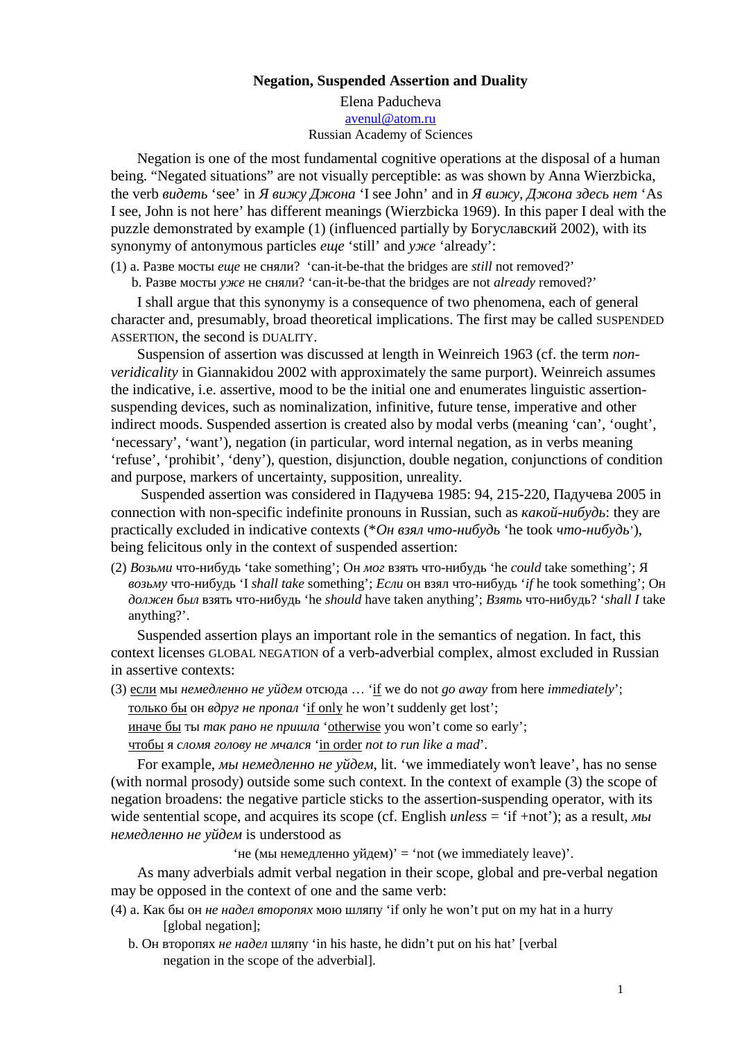**Negation, Suspended Assertion and Duality**

Elena Paducheva
avenul@atom.ru
Russian Academy of Sciences

Negation is one of the most fundamental cognitive operations at the disposal of a human being. "Negated situations" are not visually perceptible: as was shown by Anna Wierzbicka, the verb *видеть* 'see' in *Я вижу Джона* 'I see John' and in *Я вижу, Джона здесь нет* 'As I see, John is not here' has different meanings (Wierzbicka 1969). In this paper I deal with the puzzle demonstrated by example (1) (influenced partially by Богуславский 2002), with its synonymy of antonymous particles *еще* 'still' and *уже* 'already':

(1) a. Разве мосты *еще* не сняли? 'can-it-be-that the bridges are *still* not removed?'
 b. Разве мосты *уже* не сняли? 'can-it-be-that the bridges are not *already* removed?'

I shall argue that this synonymy is a consequence of two phenomena, each of general character and, presumably, broad theoretical implications. The first may be called SUSPENDED ASSERTION, the second is DUALITY.

Suspension of assertion was discussed at length in Weinreich 1963 (cf. the term *non-veridicality* in Giannakidou 2002 with approximately the same purport). Weinreich assumes the indicative, i.e. assertive, mood to be the initial one and enumerates linguistic assertion-suspending devices, such as nominalization, infinitive, future tense, imperative and other indirect moods. Suspended assertion is created also by modal verbs (meaning 'can', 'ought', 'necessary', 'want'), negation (in particular, word internal negation, as in verbs meaning 'refuse', 'prohibit', 'deny'), question, disjunction, double negation, conjunctions of condition and purpose, markers of uncertainty, supposition, unreality.

Suspended assertion was considered in Падучева 1985: 94, 215-220, Падучева 2005 in connection with non-specific indefinite pronouns in Russian, such as *какой-нибудь*: they are practically excluded in indicative contexts (\**Он взял что-нибудь* 'he took *что-нибудь*'), being felicitous only in the context of suspended assertion:

(2) *Возьми* что-нибудь 'take something'; Он *мог* взять что-нибудь 'he *could* take something'; *Я возьму* что-нибудь 'I *shall take* something'; *Если* он взял что-нибудь '*if* he took something'; Он *должен был* взять что-нибудь 'he *should* have taken anything'; *Взять* что-нибудь? '*shall I* take anything?'.

Suspended assertion plays an important role in the semantics of negation. In fact, this context licenses GLOBAL NEGATION of a verb-adverbial complex, almost excluded in Russian in assertive contexts:

(3) <u>если</u> мы *немедленно не уйдем* отсюда … '<u>if</u> we do not *go away* from here *immediately*';
<u>только бы</u> он *вдруг не пропал* '<u>if only</u> he won't suddenly get lost';
<u>иначе бы</u> ты *так рано не пришла* '<u>otherwise</u> you won't come so early';
<u>чтобы</u> я *сломя голову не мчался* '<u>in order</u> *not to run like a mad*'.

For example, *мы немедленно не уйдем*, lit. 'we immediately won't leave', has no sense (with normal prosody) outside some such context. In the context of example (3) the scope of negation broadens: the negative particle sticks to the assertion-suspending operator, with its wide sentential scope, and acquires its scope (cf. English *unless* = 'if +not'); as a result, *мы немедленно не уйдем* is understood as

'не (мы немедленно уйдем)' = 'not (we immediately leave)'.

As many adverbials admit verbal negation in their scope, global and pre-verbal negation may be opposed in the context of one and the same verb:

(4) a. Как бы он *не надел впопыхах* мою шляпу 'if only he won't put on my hat in a hurry [global negation];
 b. Он впопыхах *не надел* шляпу 'in his haste, he didn't put on his hat' [verbal negation in the scope of the adverbial].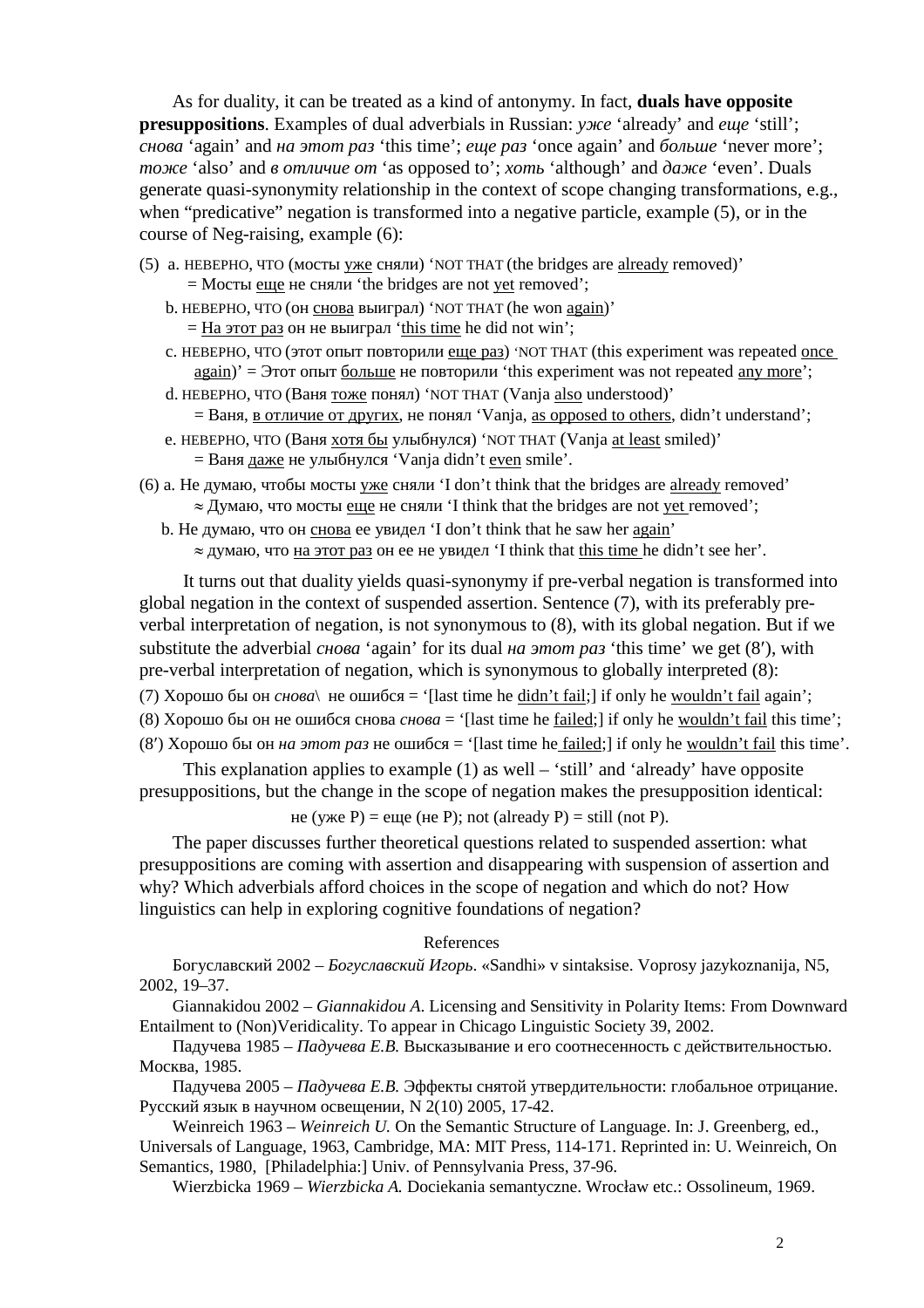As for duality, it can be treated as a kind of antonymy. In fact, **duals have opposite presuppositions**. Examples of dual adverbials in Russian: *уже* 'already' and *еще* 'still'; *снова* 'again' and *на этот раз* 'this time'; *еще раз* 'once again' and *больше* 'never more'; *тоже* 'also' and *в отличие от* 'as opposed to'; *хоть* 'although' and *даже* 'even'. Duals generate quasi-synonymity relationship in the context of scope changing transformations, e.g., when "predicative" negation is transformed into a negative particle, example (5), or in the course of Neg-raising, example (6):

(5) a. НЕВЕРНО, ЧТО (мосты уже сняли) 'NOT THAT (the bridges are already removed)'
= Мосты еще не сняли 'the bridges are not yet removed';

b. НЕВЕРНО, ЧТО (он снова выиграл) 'NOT THAT (he won again)'
= На этот раз он не выиграл 'this time he did not win';

c. НЕВЕРНО, ЧТО (этот опыт повторили еще раз) 'NOT THAT (this experiment was repeated once again)' = Этот опыт больше не повторили 'this experiment was not repeated any more';

d. НЕВЕРНО, ЧТО (Ваня тоже понял) 'NOT THAT (Vanja also understood)'
= Ваня, в отличие от других, не понял 'Vanja, as opposed to others, didn't understand';

e. НЕВЕРНО, ЧТО (Ваня хотя бы улыбнулся) 'NOT THAT (Vanja at least smiled)'
= Ваня даже не улыбнулся 'Vanja didn't even smile'.

(6) a. Не думаю, чтобы мосты уже сняли 'I don't think that the bridges are already removed'
≈ Думаю, что мосты еще не сняли 'I think that the bridges are not yet removed';

b. Не думаю, что он снова ее увидел 'I don't think that he saw her again'
≈ думаю, что на этот раз он ее не увидел 'I think that this time he didn't see her'.

It turns out that duality yields quasi-synonymy if pre-verbal negation is transformed into global negation in the context of suspended assertion. Sentence (7), with its preferably pre-verbal interpretation of negation, is not synonymous to (8), with its global negation. But if we substitute the adverbial *снова* 'again' for its dual *на этот раз* 'this time' we get (8′), with pre-verbal interpretation of negation, which is synonymous to globally interpreted (8):

(7) Хорошо бы он *снова*\ не ошибся = '[last time he didn't fail;] if only he wouldn't fail again';

(8) Хорошо бы он не ошибся снова *снова* = '[last time he failed;] if only he wouldn't fail this time';

(8′) Хорошо бы он *на этот раз* не ошибся = '[last time he failed;] if only he wouldn't fail this time'.

This explanation applies to example (1) as well – 'still' and 'already' have opposite presuppositions, but the change in the scope of negation makes the presupposition identical:

не (уже P) = еще (не P); not (already P) = still (not P).

The paper discusses further theoretical questions related to suspended assertion: what presuppositions are coming with assertion and disappearing with suspension of assertion and why? Which adverbials afford choices in the scope of negation and which do not? How linguistics can help in exploring cognitive foundations of negation?

## References

Богуславский 2002 – *Богуславский Игорь.* «Sandhi» v sintaksise. Voprosy jazykoznanija, N5, 2002, 19–37.

Giannakidou 2002 – *Giannakidou A.* Licensing and Sensitivity in Polarity Items: From Downward Entailment to (Non)Veridicality. To appear in Chicago Linguistic Society 39, 2002.

Падучева 1985 – *Падучева Е.В.* Высказывание и его соотнесенность с действительностью. Москва, 1985.

Падучева 2005 – *Падучева Е.В.* Эффекты снятой утвердительности: глобальное отрицание. Русский язык в научном освещении, N 2(10) 2005, 17-42.

Weinreich 1963 – *Weinreich U.* On the Semantic Structure of Language. In: J. Greenberg, ed., Universals of Language, 1963, Cambridge, MA: MIT Press, 114-171. Reprinted in: U. Weinreich, On Semantics, 1980, [Philadelphia:] Univ. of Pennsylvania Press, 37-96.

Wierzbicka 1969 – *Wierzbicka A.* Dociekania semantyczne. Wrocław etc.: Ossolineum, 1969.